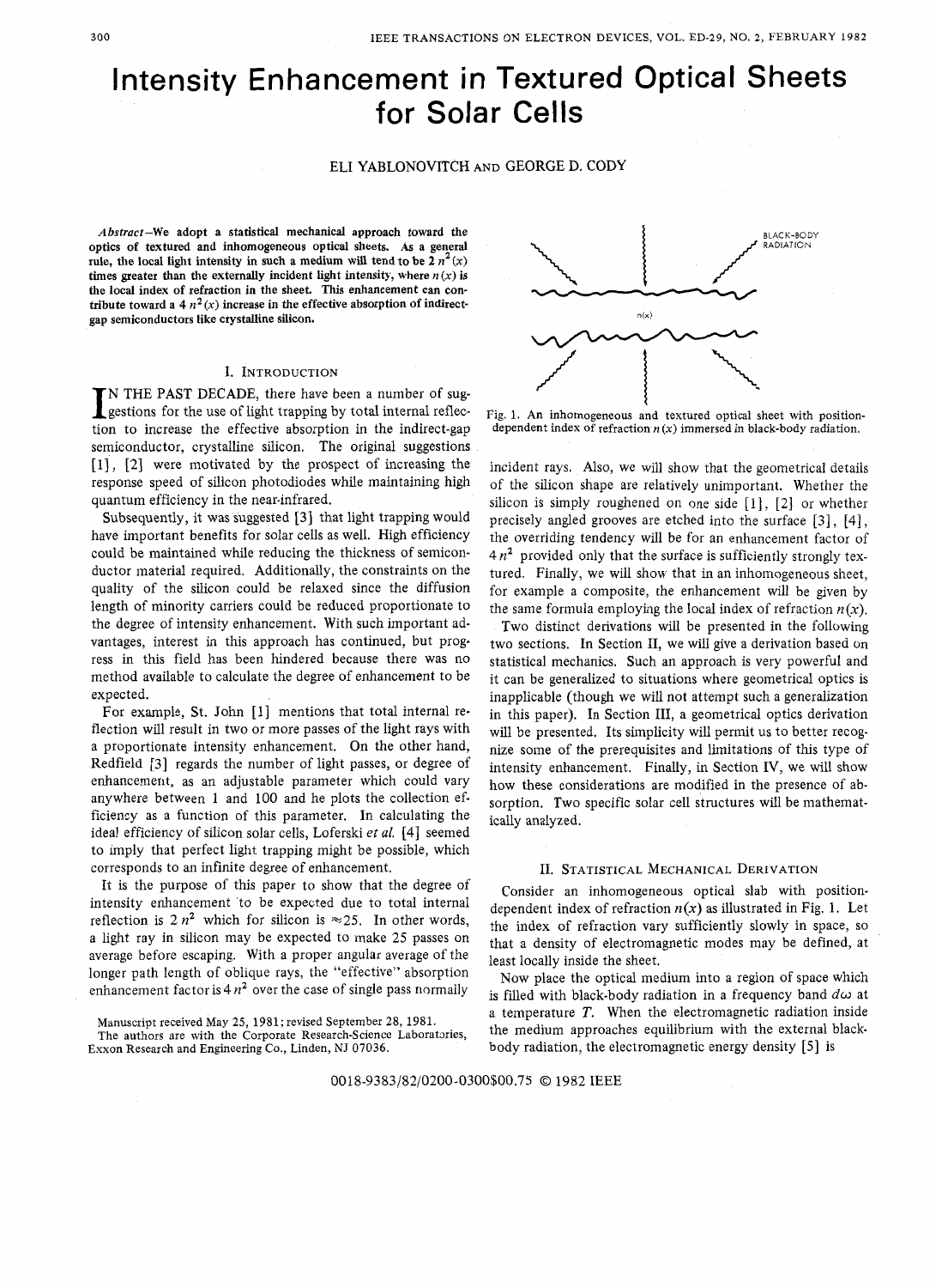# Intensity Enhancement in Textured Optical Sheets for Solar Cells

ELI YABLONOVITCH AND GEORGE D. CODY

*Abstract*—**We adopt a statistical mechanical approach toward the optics of textured and inhomogeneous optical sheets. As a general rule, the local light intensity in such a medium will tend to be $2n^2(x)$ times greater than the externally incident light intensity, where $n(x)$ is the local index of refraction in the sheet. This enhancement can contribute toward a $4n^2(x)$ increase in the effective absorption of indirect-gap semiconductors like crystalline silicon.**

## I. Introduction

In the past decade, there have been a number of suggestions for the use of light trapping by total internal reflection to increase the effective absorption in the indirect-gap semiconductor, crystalline silicon. The original suggestions [1], [2] were motivated by the prospect of increasing the response speed of silicon photodiodes while maintaining high quantum efficiency in the near-infrared.

Subsequently, it was suggested [3] that light trapping would have important benefits for solar cells as well. High efficiency could be maintained while reducing the thickness of semiconductor material required. Additionally, the constraints on the quality of the silicon could be relaxed since the diffusion length of minority carriers could be reduced proportionate to the degree of intensity enhancement. With such important advantages, interest in this approach has continued, but progress in this field has been hindered because there was no method available to calculate the degree of enhancement to be expected.

For example, St. John [1] mentions that total internal reflection will result in two or more passes of the light rays with a proportionate intensity enhancement. On the other hand, Redfield [3] regards the number of light passes, or degree of enhancement, as an adjustable parameter which could vary anywhere between 1 and 100 and he plots the collection efficiency as a function of this parameter. In calculating the ideal efficiency of silicon solar cells, Loferski *et al.* [4] seemed to imply that perfect light trapping might be possible, which corresponds to an infinite degree of enhancement.

It is the purpose of this paper to show that the degree of intensity enhancement to be expected due to total internal reflection is $2n^2$ which for silicon is $\approx 25$. In other words, a light ray in silicon may be expected to make 25 passes on average before escaping. With a proper angular average of the longer path length of oblique rays, the "effective" absorption enhancement factor is $4n^2$ over the case of single pass normally incident rays. Also, we will show that the geometrical details of the silicon shape are relatively unimportant. Whether the silicon is simply roughened on one side [1], [2] or whether precisely angled grooves are etched into the surface [3], [4], the overriding tendency will be for an enhancement factor of $4n^2$ provided only that the surface is sufficiently strongly textured. Finally, we will show that in an inhomogeneous sheet, for example a composite, the enhancement will be given by the same formula employing the local index of refraction $n(x)$.

Manuscript received May 25, 1981; revised September 28, 1981.

The authors are with the Corporate Research-Science Laboratories, Exxon Research and Engineering Co., Linden, NJ 07036.

Fig. 1. An inhomogeneous and textured optical sheet with position-dependent index of refraction $n(x)$ immersed in black-body radiation.

Two distinct derivations will be presented in the following two sections. In Section II, we will give a derivation based on statistical mechanics. Such an approach is very powerful and it can be generalized to situations where geometrical optics is inapplicable (though we will not attempt such a generalization in this paper). In Section III, a geometrical optics derivation will be presented. Its simplicity will permit us to better recognize some of the prerequisites and limitations of this type of intensity enhancement. Finally, in Section IV, we will show how these considerations are modified in the presence of absorption. Two specific solar cell structures will be mathematically analyzed.

## II. Statistical Mechanical Derivation

Consider an inhomogeneous optical slab with position-dependent index of refraction $n(x)$ as illustrated in Fig. 1. Let the index of refraction vary sufficiently slowly in space, so that a density of electromagnetic modes may be defined, at least locally inside the sheet.

Now place the optical medium into a region of space which is filled with black-body radiation in a frequency band $d\omega$ at a temperature $T$. When the electromagnetic radiation inside the medium approaches equilibrium with the external black-body radiation, the electromagnetic energy density [5] is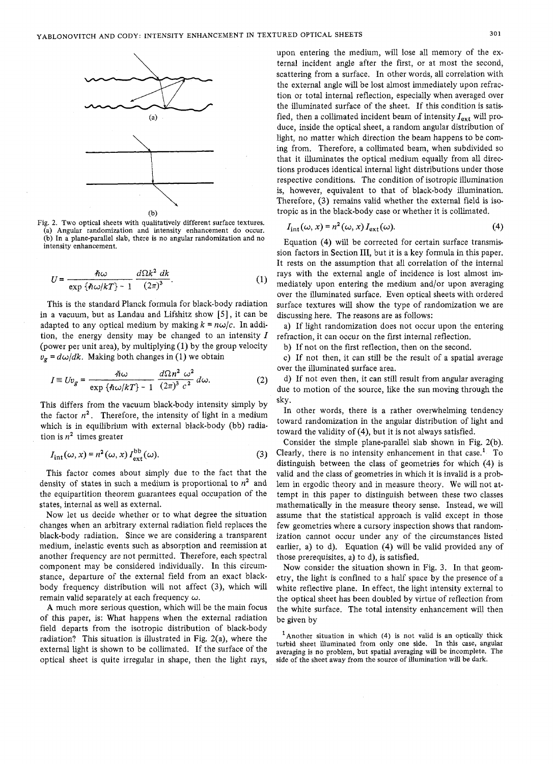Fig. 2. Two optical sheets with qualitatively different surface textures. (a) Angular randomization and intensity enhancement do occur. (b) In a plane-parallel slab, there is no angular randomization and no intensity enhancement.

$$U = \frac{\hbar\omega}{\exp\{\hbar\omega/kT\} - 1} \frac{d\Omega k^2 \, dk}{(2\pi)^3}. \tag{1}$$

This is the standard Planck formula for black-body radiation in a vacuum, but as Landau and Lifshitz show [5], it can be adapted to any optical medium by making $k = n\omega/c$. In addition, the energy density may be changed to an intensity $I$ (power per unit area), by multiplying (1) by the group velocity $v_g = d\omega/dk$. Making both changes in (1) we obtain

$$I \equiv U v_g = \frac{\hbar\omega}{\exp\{\hbar\omega/kT\} - 1} \frac{d\Omega n^2}{(2\pi)^3} \frac{\omega^2}{c^2} \, d\omega. \tag{2}$$

This differs from the vacuum black-body intensity simply by the factor $n^2$. Therefore, the intensity of light in a medium which is in equilibrium with external black-body (bb) radiation is $n^2$ times greater

$$I_{\text{int}}(\omega, x) = n^2(\omega, x) \, I_{\text{ext}}^{\text{bb}}(\omega). \tag{3}$$

This factor comes about simply due to the fact that the density of states in such a medium is proportional to $n^2$ and the equipartition theorem guarantees equal occupation of the states, internal as well as external.

Now let us decide whether or to what degree the situation changes when an arbitrary external radiation field replaces the black-body radiation. Since we are considering a transparent medium, inelastic events such as absorption and reemission at another frequency are not permitted. Therefore, each spectral component may be considered individually. In this circumstance, departure of the external field from an exact black-body frequency distribution will not affect (3), which will remain valid separately at each frequency $\omega$.

A much more serious question, which will be the main focus of this paper, is: What happens when the external radiation field departs from the isotropic distribution of black-body radiation? This situation is illustrated in Fig. 2(a), where the external light is shown to be collimated. If the surface of the optical sheet is quite irregular in shape, then the light rays, upon entering the medium, will lose all memory of the external incident angle after the first, or at most the second, scattering from a surface. In other words, all correlation with the external angle will be lost almost immediately upon refraction or total internal reflection, especially when averaged over the illuminated surface of the sheet. If this condition is satisfied, then a collimated incident beam of intensity $I_{\text{ext}}$ will produce, inside the optical sheet, a random angular distribution of light, no matter which direction the beam happens to be coming from. Therefore, a collimated beam, when subdivided so that it illuminates the optical medium equally from all directions produces identical internal light distributions under those respective conditions. The condition of isotropic illumination is, however, equivalent to that of black-body illumination. Therefore, (3) remains valid whether the external field is isotropic as in the black-body case or whether it is collimated.

$$I_{\text{int}}(\omega, x) = n^2(\omega, x) \, I_{\text{ext}}(\omega). \tag{4}$$

Equation (4) will be corrected for certain surface transmission factors in Section III, but it is a key formula in this paper. It rests on the assumption that all correlation of the internal rays with the external angle of incidence is lost almost immediately upon entering the medium and/or upon averaging over the illuminated surface. Even optical sheets with ordered surface textures will show the type of randomization we are discussing here. The reasons are as follows:

a) If light randomization does not occur upon the entering refraction, it can occur on the first internal reflection.

b) If not on the first reflection, then on the second.

c) If not then, it can still be the result of a spatial average over the illuminated surface area.

d) If not even then, it can still result from angular averaging due to motion of the source, like the sun moving through the sky.

In other words, there is a rather overwhelming tendency toward randomization in the angular distribution of light and toward the validity of (4), but it is not always satisfied.

Consider the simple plane-parallel slab shown in Fig. 2(b). Clearly, there is no intensity enhancement in that case.[1] To distinguish between the class of geometries for which (4) is valid and the class of geometries in which it is invalid is a problem in ergodic theory and in measure theory. We will not attempt in this paper to distinguish between these two classes mathematically in the measure theory sense. Instead, we will assume that the statistical approach is valid except in those few geometries where a cursory inspection shows that randomization cannot occur under any of the circumstances listed earlier, a) to d). Equation (4) will be valid provided any of those prerequisites, a) to d), is satisfied.

Now consider the situation shown in Fig. 3. In that geometry, the light is confined to a half space by the presence of a white reflective plane. In effect, the light intensity external to the optical sheet has been doubled by virtue of reflection from the white surface. The total intensity enhancement will then be given by

[1] Another situation in which (4) is not valid is an optically thick turbid sheet illuminated from only one side. In this case, angular averaging is no problem, but spatial averaging will be incomplete. The side of the sheet away from the source of illumination will be dark.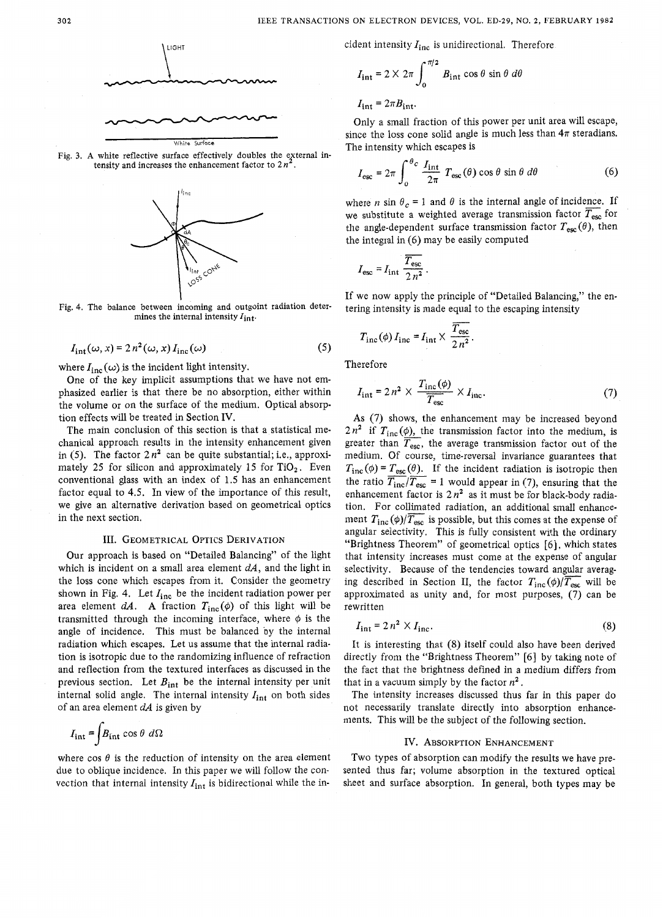Fig. 3. A white reflective surface effectively doubles the external intensity and increases the enhancement factor to $2n^2$.

Fig. 4. The balance between incoming and outgoint radiation determines the internal intensity $I_{int}$.

$$I_{int}(\omega, x) = 2n^2(\omega, x) I_{inc}(\omega) \tag{5}$$

where $I_{inc}(\omega)$ is the incident light intensity.

One of the key implicit assumptions that we have not emphasized earlier is that there be no absorption, either within the volume or on the surface of the medium. Optical absorption effects will be treated in Section IV.

The main conclusion of this section is that a statistical mechanical approach results in the intensity enhancement given in (5). The factor $2n^2$ can be quite substantial; i.e., approximately 25 for silicon and approximately 15 for $TiO_2$. Even conventional glass with an index of 1.5 has an enhancement factor equal to 4.5. In view of the importance of this result, we give an alternative derivation based on geometrical optics in the next section.

## III. Geometrical Optics Derivation

Our approach is based on "Detailed Balancing" of the light which is incident on a small area element $dA$, and the light in the loss cone which escapes from it. Consider the geometry shown in Fig. 4. Let $I_{inc}$ be the incident radiation power per area element $dA$. A fraction $T_{inc}(\phi)$ of this light will be transmitted through the incoming interface, where $\phi$ is the angle of incidence. This must be balanced by the internal radiation which escapes. Let us assume that the internal radiation is isotropic due to the randomizing influence of refraction and reflection from the textured interfaces as discussed in the previous section. Let $B_{int}$ be the internal intensity per unit internal solid angle. The internal intensity $I_{int}$ on both sides of an area element $dA$ is given by

$$I_{int} = \int B_{int} \cos\theta \, d\Omega$$

where $\cos\theta$ is the reduction of intensity on the area element due to oblique incidence. In this paper we will follow the convection that internal intensity $I_{int}$ is bidirectional while the incident intensity $I_{inc}$ is unidirectional. Therefore

$$I_{int} = 2 \times 2\pi \int_0^{\pi/2} B_{int} \cos\theta \sin\theta \, d\theta$$

$$I_{int} = 2\pi B_{int}.$$

Only a small fraction of this power per unit area will escape, since the loss cone solid angle is much less than $4\pi$ steradians. The intensity which escapes is

$$I_{esc} = 2\pi \int_0^{\theta_c} \frac{I_{int}}{2\pi} T_{esc}(\theta) \cos\theta \sin\theta \, d\theta \tag{6}$$

where $n \sin\theta_c = 1$ and $\theta$ is the internal angle of incidence. If we substitute a weighted average transmission factor $\overline{T_{esc}}$ for the angle-dependent surface transmission factor $T_{esc}(\theta)$, then the integral in (6) may be easily computed

$$I_{esc} = I_{int} \frac{\overline{T_{esc}}}{2n^2}.$$

If we now apply the principle of "Detailed Balancing," the entering intensity is made equal to the escaping intensity

$$T_{inc}(\phi) I_{inc} = I_{int} \times \frac{\overline{T_{esc}}}{2n^2}.$$

Therefore

$$I_{int} = 2n^2 \times \frac{T_{inc}(\phi)}{\overline{T_{esc}}} \times I_{inc}. \tag{7}$$

As (7) shows, the enhancement may be increased beyond $2n^2$ if $T_{inc}(\phi)$, the transmission factor into the medium, is greater than $\overline{T_{esc}}$, the average transmission factor out of the medium. Of course, time-reversal invariance guarantees that $T_{inc}(\phi) = T_{esc}(\theta)$. If the incident radiation is isotropic then the ratio $\overline{T_{inc}}/\overline{T_{esc}} = 1$ would appear in (7), ensuring that the enhancement factor is $2n^2$ as it must be for black-body radiation. For collimated radiation, an additional small enhancement $T_{inc}(\phi)/\overline{T_{esc}}$ is possible, but this comes at the expense of angular selectivity. This is fully consistent with the ordinary "Brightness Theorem" of geometrical optics [6], which states that intensity increases must come at the expense of angular selectivity. Because of the tendencies toward angular averaging described in Section II, the factor $T_{inc}(\phi)/\overline{T_{esc}}$ will be approximated as unity and, for most purposes, (7) can be rewritten

$$I_{int} = 2n^2 \times I_{inc}. \tag{8}$$

It is interesting that (8) itself could also have been derived directly from the "Brightness Theorem" [6] by taking note of the fact that the brightness defined in a medium differs from that in a vacuum simply by the factor $n^2$.

The intensity increases discussed thus far in this paper do not necessarily translate directly into absorption enhancements. This will be the subject of the following section.

## IV. Absorption Enhancement

Two types of absorption can modify the results we have presented thus far; volume absorption in the textured optical sheet and surface absorption. In general, both types may be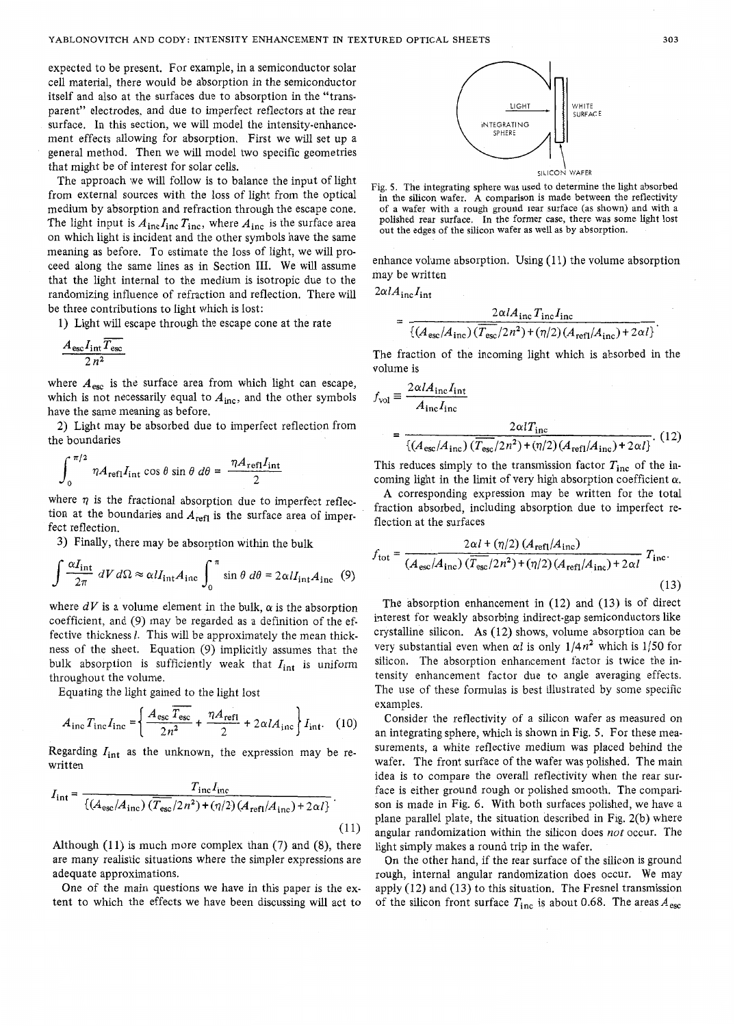expected to be present. For example, in a semiconductor solar cell material, there would be absorption in the semiconductor itself and also at the surfaces due to absorption in the "transparent" electrodes, and due to imperfect reflectors at the rear surface. In this section, we will model the intensity-enhancement effects allowing for absorption. First we will set up a general method. Then we will model two specific geometries that might be of interest for solar cells.

The approach we will follow is to balance the input of light from external sources with the loss of light from the optical medium by absorption and refraction through the escape cone. The light input is $A_{\text{inc}} I_{\text{inc}} T_{\text{inc}}$, where $A_{\text{inc}}$ is the surface area on which light is incident and the other symbols have the same meaning as before. To estimate the loss of light, we will proceed along the same lines as in Section III. We will assume that the light internal to the medium is isotropic due to the randomizing influence of refraction and reflection. There will be three contributions to light which is lost:

1) Light will escape through the escape cone at the rate

$$\frac{A_{\text{esc}} I_{\text{int}} \overline{T_{\text{esc}}}}{2n^2}$$

where $A_{\text{esc}}$ is the surface area from which light can escape, which is not necessarily equal to $A_{\text{inc}}$, and the other symbols have the same meaning as before.

2) Light may be absorbed due to imperfect reflection from the boundaries

$$\int_0^{\pi/2} \eta A_{\text{refl}} I_{\text{int}} \cos\theta \sin\theta \, d\theta = \frac{\eta A_{\text{refl}} I_{\text{int}}}{2}$$

where $\eta$ is the fractional absorption due to imperfect reflection at the boundaries and $A_{\text{refl}}$ is the surface area of imperfect reflection.

3) Finally, there may be absorption within the bulk

$$\int \frac{\alpha I_{\text{int}}}{2\pi} \, dV \, d\Omega \approx \alpha l I_{\text{int}} A_{\text{inc}} \int_0^{\pi} \sin\theta \, d\theta = 2\alpha l I_{\text{int}} A_{\text{inc}} \quad (9)$$

where $dV$ is a volume element in the bulk, $\alpha$ is the absorption coefficient, and (9) may be regarded as a definition of the effective thickness $l$. This will be approximately the mean thickness of the sheet. Equation (9) implicitly assumes that the bulk absorption is sufficiently weak that $I_{\text{int}}$ is uniform throughout the volume.

Equating the light gained to the light lost

$$A_{\text{inc}} T_{\text{inc}} I_{\text{inc}} = \left\{ \frac{A_{\text{esc}} \overline{T_{\text{esc}}}}{2n^2} + \frac{\eta A_{\text{refl}}}{2} + 2\alpha l A_{\text{inc}} \right\} I_{\text{int}}. \quad (10)$$

Regarding $I_{\text{int}}$ as the unknown, the expression may be rewritten

$$I_{\text{int}} = \frac{T_{\text{inc}} I_{\text{inc}}}{\{(A_{\text{esc}}/A_{\text{inc}})(\overline{T_{\text{esc}}}/2n^2) + (\eta/2)(A_{\text{refl}}/A_{\text{inc}}) + 2\alpha l\}}. \quad (11)$$

Although (11) is much more complex than (7) and (8), there are many realistic situations where the simpler expressions are adequate approximations.

One of the main questions we have in this paper is the extent to which the effects we have been discussing will act to enhance volume absorption. Using (11) the volume absorption may be written

$2\alpha l A_{\text{inc}} I_{\text{int}}$

$$= \frac{2\alpha l A_{\text{inc}} T_{\text{inc}} I_{\text{inc}}}{\{(A_{\text{esc}}/A_{\text{inc}})(\overline{T_{\text{esc}}}/2n^2) + (\eta/2)(A_{\text{refl}}/A_{\text{inc}}) + 2\alpha l\}}.$$

The fraction of the incoming light which is absorbed in the volume is

$$f_{\text{vol}} \equiv \frac{2\alpha l A_{\text{inc}} I_{\text{int}}}{A_{\text{inc}} I_{\text{inc}}}$$

$$= \frac{2\alpha l T_{\text{inc}}}{\{(A_{\text{esc}}/A_{\text{inc}})(\overline{T_{\text{esc}}}/2n^2) + (\eta/2)(A_{\text{refl}}/A_{\text{inc}}) + 2\alpha l\}}. \quad (12)$$

This reduces simply to the transmission factor $T_{\text{inc}}$ of the incoming light in the limit of very high absorption coefficient $\alpha$.

A corresponding expression may be written for the total fraction absorbed, including absorption due to imperfect reflection at the surfaces

$$f_{\text{tot}} = \frac{2\alpha l + (\eta/2)(A_{\text{refl}}/A_{\text{inc}})}{(A_{\text{esc}}/A_{\text{inc}})(\overline{T_{\text{esc}}}/2n^2) + (\eta/2)(A_{\text{refl}}/A_{\text{inc}}) + 2\alpha l} T_{\text{inc}}. \quad (13)$$

The absorption enhancement in (12) and (13) is of direct interest for weakly absorbing indirect-gap semiconductors like crystalline silicon. As (12) shows, volume absorption can be very substantial even when $\alpha l$ is only $1/4n^2$ which is 1/50 for silicon. The absorption enhancement factor is twice the intensity enhancement factor due to angle averaging effects. The use of these formulas is best illustrated by some specific examples.

Consider the reflectivity of a silicon wafer as measured on an integrating sphere, which is shown in Fig. 5. For these measurements, a white reflective medium was placed behind the wafer. The front surface of the wafer was polished. The main idea is to compare the overall reflectivity when the rear surface is either ground rough or polished smooth. The comparison is made in Fig. 6. With both surfaces polished, we have a plane parallel plate, the situation described in Fig. 2(b) where angular randomization within the silicon does *not* occur. The light simply makes a round trip in the wafer.

On the other hand, if the rear surface of the silicon is ground rough, internal angular randomization does occur. We may apply (12) and (13) to this situation. The Fresnel transmission of the silicon front surface $T_{\text{inc}}$ is about 0.68. The areas $A_{\text{esc}}$

LIGHT — INTEGRATING SPHERE — WHITE SURFACE — SILICON WAFER

Fig. 5. The integrating sphere was used to determine the light absorbed in the silicon wafer. A comparison is made between the reflectivity of a wafer with a rough ground rear surface (as shown) and with a polished rear surface. In the former case, there was some light lost out the edges of the silicon wafer as well as by absorption.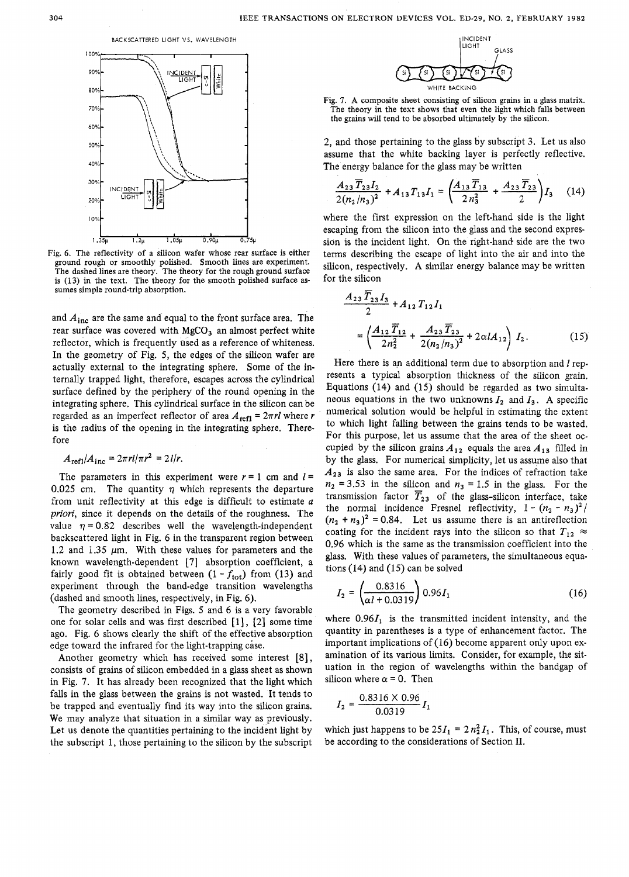Fig. 6. The reflectivity of a silicon wafer whose rear surface is either ground rough or smoothly polished. Smooth lines are experiment. The dashed lines are theory. The theory for the rough ground surface is (13) in the text. The theory for the smooth polished surface assumes simple round-trip absorption.

and $A_{inc}$ are the same and equal to the front surface area. The rear surface was covered with $MgCO_3$ an almost perfect white reflector, which is frequently used as a reference of whiteness. In the geometry of Fig. 5, the edges of the silicon wafer are actually external to the integrating sphere. Some of the internally trapped light, therefore, escapes across the cylindrical surface defined by the periphery of the round opening in the integrating sphere. This cylindrical surface in the silicon can be regarded as an imperfect reflector of area $A_{refl} = 2\pi r l$ where $r$ is the radius of the opening in the integrating sphere. Therefore

$$A_{refl}/A_{inc} = 2\pi r l/\pi r^2 = 2l/r.$$

The parameters in this experiment were $r = 1$ cm and $l = 0.025$ cm. The quantity $\eta$ which represents the departure from unit reflectivity at this edge is difficult to estimate *a priori*, since it depends on the details of the roughness. The value $\eta = 0.82$ describes well the wavelength-independent backscattered light in Fig. 6 in the transparent region between 1.2 and 1.35 $\mu$m. With these values for parameters and the known wavelength-dependent [7] absorption coefficient, a fairly good fit is obtained between $(1 - f_{tot})$ from (13) and experiment through the band-edge transition wavelengths (dashed and smooth lines, respectively, in Fig. 6).

The geometry described in Figs. 5 and 6 is a very favorable one for solar cells and was first described [1], [2] some time ago. Fig. 6 shows clearly the shift of the effective absorption edge toward the infrared for the light-trapping case.

Another geometry which has received some interest [8], consists of grains of silicon embedded in a glass sheet as shown in Fig. 7. It has already been recognized that the light which falls in the glass between the grains is not wasted. It tends to be trapped and eventually find its way into the silicon grains. We may analyze that situation in a similar way as previously. Let us denote the quantities pertaining to the incident light by the subscript 1, those pertaining to the silicon by the subscript 2, and those pertaining to the glass by subscript 3. Let us also assume that the white backing layer is perfectly reflective. The energy balance for the glass may be written

$$\frac{A_{23}\overline{T}_{23}I_2}{2(n_2/n_3)^2} + A_{13}T_{13}I_1 = \left(\frac{A_{13}\overline{T}_{13}}{2n_3^2} + \frac{A_{23}\overline{T}_{23}}{2}\right)I_3 \quad (14)$$

Fig. 7. A composite sheet consisting of silicon grains in a glass matrix. The theory in the text shows that even the light which falls between the grains will tend to be absorbed ultimately by the silicon.

where the first expression on the left-hand side is the light escaping from the silicon into the glass and the second expression is the incident light. On the right-hand side are the two terms describing the escape of light into the air and into the silicon, respectively. A similar energy balance may be written for the silicon

$$\frac{A_{23}\overline{T}_{23}I_3}{2} + A_{12}T_{12}I_1 = \left(\frac{A_{12}\overline{T}_{12}}{2n_2^2} + \frac{A_{23}\overline{T}_{23}}{2(n_2/n_3)^2} + 2\alpha l A_{12}\right)I_2. \quad (15)$$

Here there is an additional term due to absorption and $l$ represents a typical absorption thickness of the silicon grain. Equations (14) and (15) should be regarded as two simultaneous equations in the two unknowns $I_2$ and $I_3$. A specific numerical solution would be helpful in estimating the extent to which light falling between the grains tends to be wasted. For this purpose, let us assume that the area of the sheet occupied by the silicon grains $A_{12}$ equals the area $A_{13}$ filled in by the glass. For numerical simplicity, let us assume also that $A_{23}$ is also the same area. For the indices of refraction take $n_2 = 3.53$ in the silicon and $n_3 = 1.5$ in the glass. For the transmission factor $\overline{T}_{23}$ of the glass-silicon interface, take the normal incidence Fresnel reflectivity, $1 - (n_2 - n_3)^2/(n_2 + n_3)^2 = 0.84$. Let us assume there is an antireflection coating for the incident rays into the silicon so that $T_{12} \approx 0.96$ which is the same as the transmission coefficient into the glass. With these values of parameters, the simultaneous equations (14) and (15) can be solved

$$I_2 = \left(\frac{0.8316}{\alpha l + 0.0319}\right)0.96I_1 \quad (16)$$

where $0.96I_1$ is the transmitted incident intensity, and the quantity in parentheses is a type of enhancement factor. The important implications of (16) become apparent only upon examination of its various limits. Consider, for example, the situation in the region of wavelengths within the bandgap of silicon where $\alpha = 0$. Then

$$I_2 = \frac{0.8316 \times 0.96}{0.0319}I_1$$

which just happens to be $25I_1 = 2n_2^2 I_1$. This, of course, must be according to the considerations of Section II.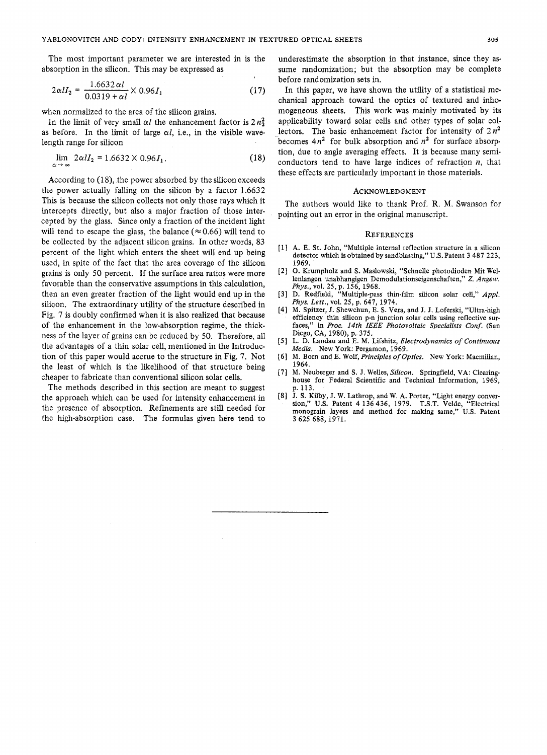The most important parameter we are interested in is the absorption in the silicon. This may be expressed as

$$2\alpha l I_2 = \frac{1.6632\alpha l}{0.0319 + \alpha l} \times 0.96 I_1 \tag{17}$$

when normalized to the area of the silicon grains.

In the limit of very small $\alpha l$ the enhancement factor is $2n_2^2$ as before. In the limit of large $\alpha l$, i.e., in the visible wavelength range for silicon

$$\lim_{\alpha \to \infty} 2\alpha l I_2 = 1.6632 \times 0.96 I_1. \tag{18}$$

According to (18), the power absorbed by the silicon exceeds the power actually falling on the silicon by a factor 1.6632 This is because the silicon collects not only those rays which it intercepts directly, but also a major fraction of those intercepted by the glass. Since only a fraction of the incident light will tend to escape the glass, the balance ($\approx 0.66$) will tend to be collected by the adjacent silicon grains. In other words, 83 percent of the light which enters the sheet will end up being used, in spite of the fact that the area coverage of the silicon grains is only 50 percent. If the surface area ratios were more favorable than the conservative assumptions in this calculation, then an even greater fraction of the light would end up in the silicon. The extraordinary utility of the structure described in Fig. 7 is doubly confirmed when it is also realized that because of the enhancement in the low-absorption regime, the thickness of the layer of grains can be reduced by 50. Therefore, all the advantages of a thin solar cell, mentioned in the Introduction of this paper would accrue to the structure in Fig. 7. Not the least of which is the likelihood of that structure being cheaper to fabricate than conventional silicon solar cells.

The methods described in this section are meant to suggest the approach which can be used for intensity enhancement in the presence of absorption. Refinements are still needed for the high-absorption case. The formulas given here tend to underestimate the absorption in that instance, since they assume randomization; but the absorption may be complete before randomization sets in.

In this paper, we have shown the utility of a statistical mechanical approach toward the optics of textured and inhomogeneous sheets. This work was mainly motivated by its applicability toward solar cells and other types of solar collectors. The basic enhancement factor for intensity of $2n^2$ becomes $4n^2$ for bulk absorption and $n^2$ for surface absorption, due to angle averaging effects. It is because many semiconductors tend to have large indices of refraction $n$, that these effects are particularly important in those materials.

## Acknowledgment

The authors would like to thank Prof. R. M. Swanson for pointing out an error in the original manuscript.

## References

[1] A. E. St. John, "Multiple internal reflection structure in a silicon detector which is obtained by sandblasting," U.S. Patent 3 487 223, 1969.

[2] O. Krumpholz and S. Maslowski, "Schnelle photodioden Mit Wellenlangen unabhangigen Demodulationseigenschaften," *Z. Angew. Phys.*, vol. 25, p. 156, 1968.

[3] D. Redfield, "Multiple-pass thin-film silicon solar cell," *Appl. Phys. Lett.*, vol. 25, p. 647, 1974.

[4] M. Spitzer, J. Shewchun, E. S. Vera, and J. J. Loferski, "Ultra-high efficiency thin silicon p-n junction solar cells using reflective surfaces," in *Proc. 14th IEEE Photovoltaic Specialists Conf.* (San Diego, CA, 1980), p. 375.

[5] L. D. Landau and E. M. Lifshitz, *Electrodynamics of Continuous Media.* New York: Pergamon, 1969.

[6] M. Born and E. Wolf, *Principles of Optics.* New York: Macmillan, 1964.

[7] M. Neuberger and S. J. Welles, *Silicon.* Springfield, VA: Clearinghouse for Federal Scientific and Technical Information, 1969, p. 113.

[8] J. S. Kilby, J. W. Lathrop, and W. A. Porter, "Light energy conversion," U.S. Patent 4 136 436, 1979. T.S.T. Velde, "Electrical monograin layers and method for making same," U.S. Patent 3 625 688, 1971.